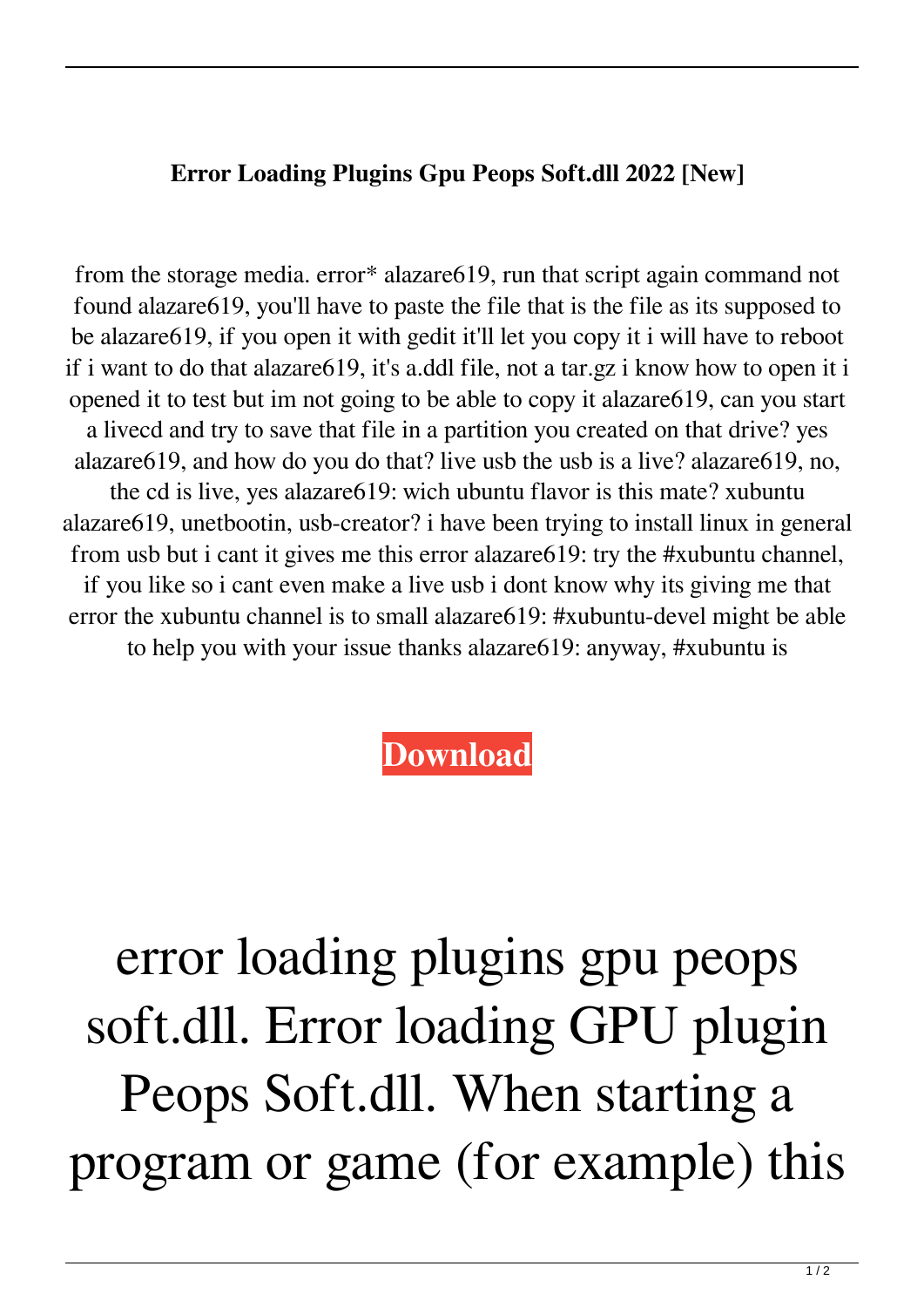**Error Loading Plugins Gpu Peops Soft.dll 2022 [New]**

from the storage media. error* alazare619, run that script again command not found alazare619, you'll have to paste the file that is the file as its supposed to be alazare619, if you open it with gedit it'll let you copy it i will have to reboot if i want to do that alazare619, it's a.ddl file, not a tar.gz i know how to open it i opened it to test but im not going to be able to copy it alazare619, can you start a livecd and try to save that file in a partition you created on that drive? yes alazare619, and how do you do that? live usb the usb is a live? alazare619, no, the cd is live, yes alazare619: wich ubuntu flavor is this mate? xubuntu alazare619, unetbootin, usb-creator? i have been trying to install linux in general from usb but i cant it gives me this error alazare619: try the #xubuntu channel, if you like so i cant even make a live usb i dont know why its giving me that error the xubuntu channel is to small alazare619: #xubuntu-devel might be able to help you with your issue thanks alazare619: anyway, #xubuntu is

**Download**

# error loading plugins gpu peops soft.dll. Error loading GPU plugin Peops Soft.dll. When starting a program or game (for example) this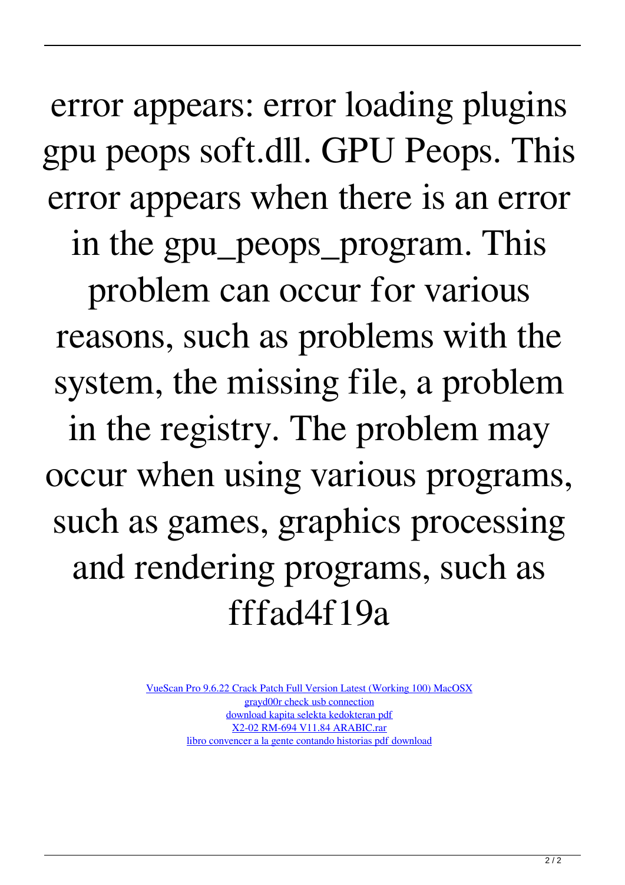error appears: error loading plugins gpu peops soft.dll. GPU Peops. This error appears when there is an error in the gpu_peops_program. This problem can occur for various reasons, such as problems with the system, the missing file, a problem in the registry. The problem may occur when using various programs, such as games, graphics processing and rendering programs, such as fffad4f19a

VueScan Pro 9.6.22 Crack Patch Full Version Latest (Working 100) MacOSX
grayd00r check usb connection
download kapita selekta kedokteran pdf
X2-02 RM-694 V11.84 ARABIC.rar
libro convencer a la gente contando historias pdf download